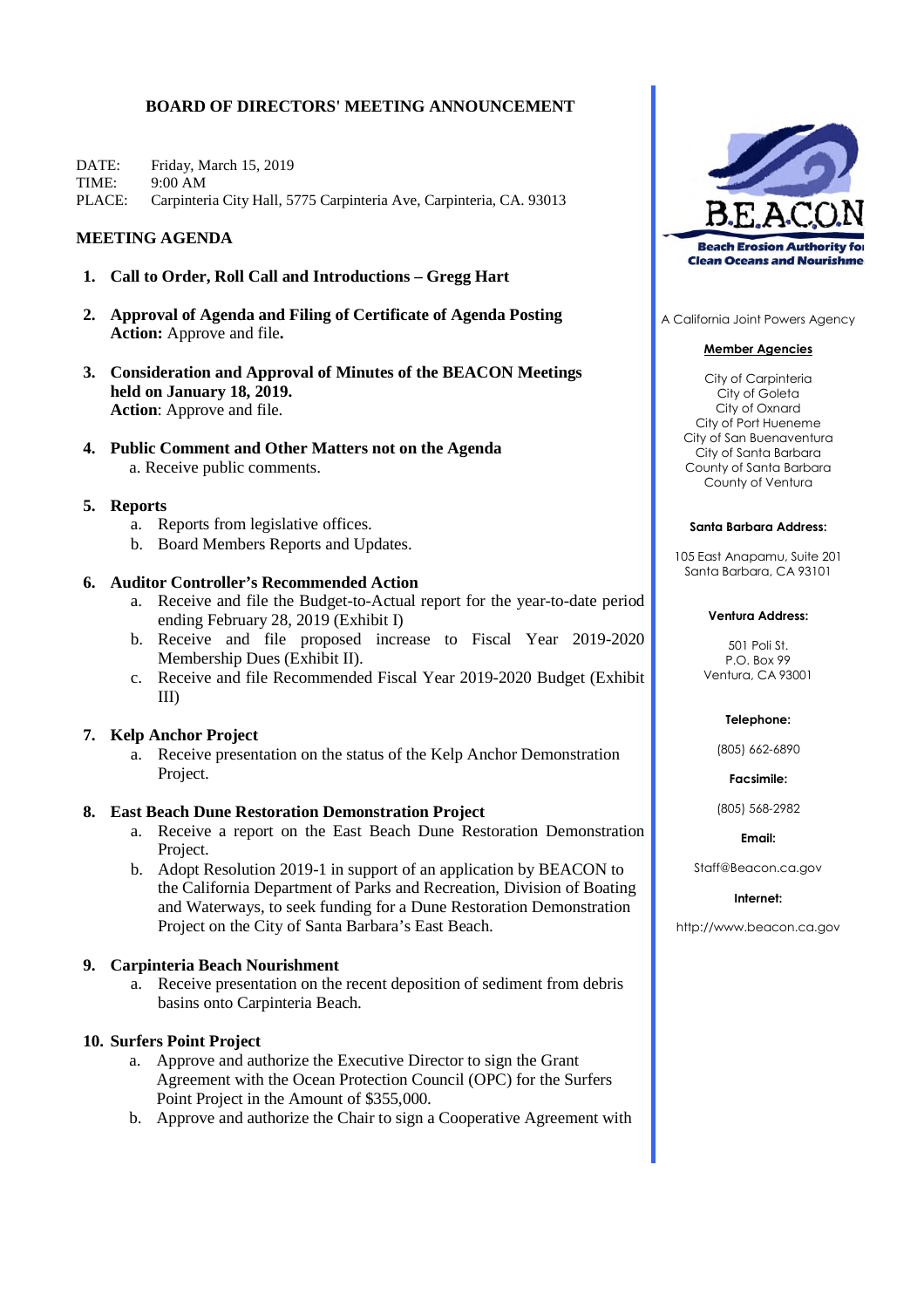# BOARD OF DIRECTORS' MEETING ANNOUNCEMENT

DATE: Friday, March 15, 2019
TIME: 9:00 AM
PLACE: Carpinteria City Hall, 5775 Carpinteria Ave, Carpinteria, CA. 93013

## MEETING AGENDA

1. **Call to Order, Roll Call and Introductions – Gregg Hart**

2. **Approval of Agenda and Filing of Certificate of Agenda Posting**
   **Action:** Approve and file**.**

3. **Consideration and Approval of Minutes of the BEACON Meetings held on January 18, 2019.**
   **Action**: Approve and file.

4. **Public Comment and Other Matters not on the Agenda**
   a. Receive public comments.

5. **Reports**
   a. Reports from legislative offices.
   b. Board Members Reports and Updates.

6. **Auditor Controller's Recommended Action**
   a. Receive and file the Budget-to-Actual report for the year-to-date period ending February 28, 2019 (Exhibit I)
   b. Receive and file proposed increase to Fiscal Year 2019-2020 Membership Dues (Exhibit II).
   c. Receive and file Recommended Fiscal Year 2019-2020 Budget (Exhibit III)

7. **Kelp Anchor Project**
   a. Receive presentation on the status of the Kelp Anchor Demonstration Project.

8. **East Beach Dune Restoration Demonstration Project**
   a. Receive a report on the East Beach Dune Restoration Demonstration Project.
   b. Adopt Resolution 2019-1 in support of an application by BEACON to the California Department of Parks and Recreation, Division of Boating and Waterways, to seek funding for a Dune Restoration Demonstration Project on the City of Santa Barbara's East Beach.

9. **Carpinteria Beach Nourishment**
   a. Receive presentation on the recent deposition of sediment from debris basins onto Carpinteria Beach.

10. **Surfers Point Project**
    a. Approve and authorize the Executive Director to sign the Grant Agreement with the Ocean Protection Council (OPC) for the Surfers Point Project in the Amount of $355,000.
    b. Approve and authorize the Chair to sign a Cooperative Agreement with

---

**B.E.A.C.O.N**
**Beach Erosion Authority for Clean Oceans and Nourishment**

A California Joint Powers Agency

**Member Agencies**

City of Carpinteria
City of Goleta
City of Oxnard
City of Port Hueneme
City of San Buenaventura
City of Santa Barbara
County of Santa Barbara
County of Ventura

**Santa Barbara Address:**

105 East Anapamu, Suite 201
Santa Barbara, CA 93101

**Ventura Address:**

501 Poli St.
P.O. Box 99
Ventura, CA 93001

**Telephone:**

(805) 662-6890

**Facsimile:**

(805) 568-2982

**Email:**

Staff@Beacon.ca.gov

**Internet:**

http://www.beacon.ca.gov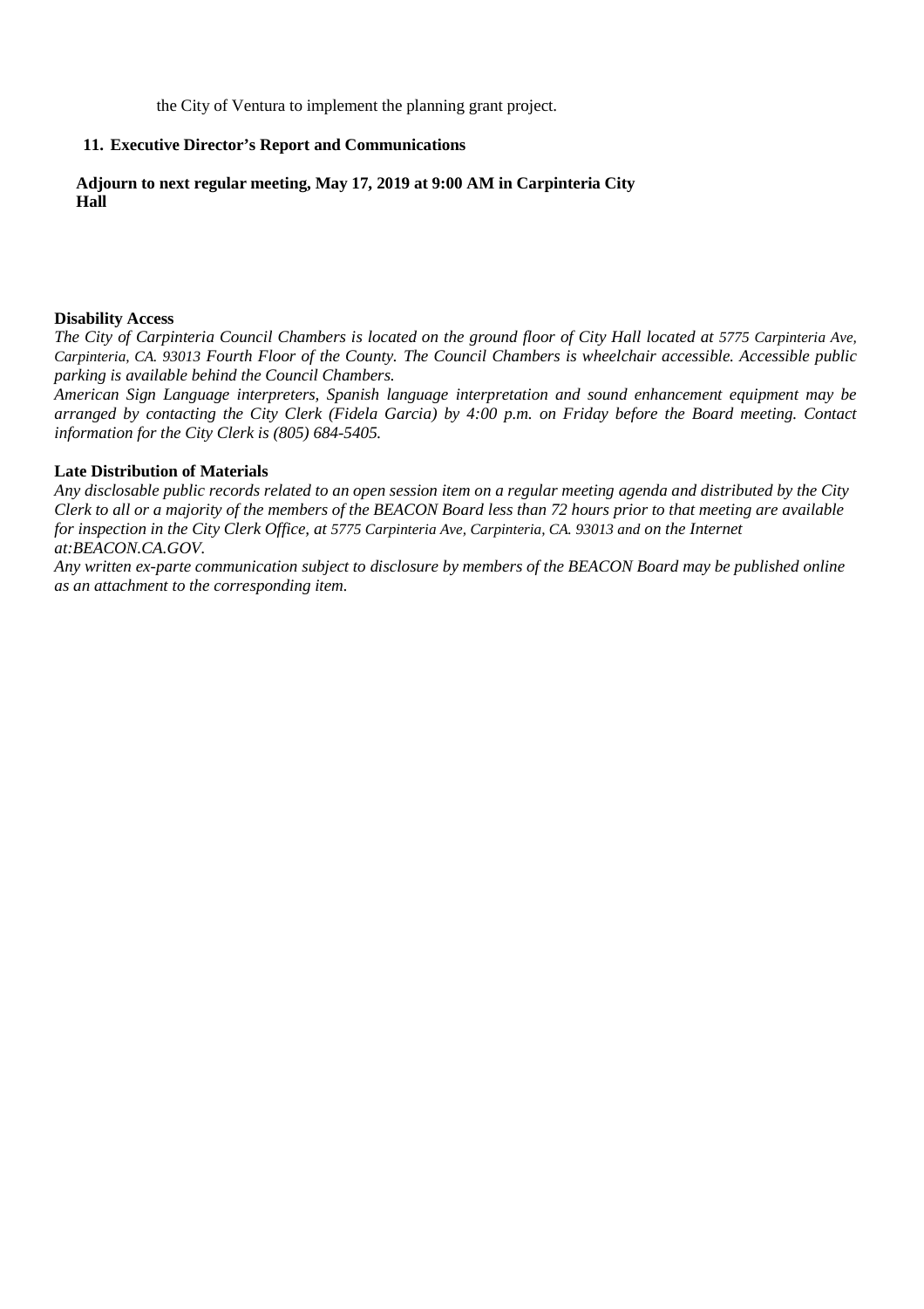the City of Ventura to implement the planning grant project.

**11. Executive Director's Report and Communications**

**Adjourn to next regular meeting, May 17, 2019 at 9:00 AM in Carpinteria City Hall**

**Disability Access**

*The City of Carpinteria Council Chambers is located on the ground floor of City Hall located at 5775 Carpinteria Ave, Carpinteria, CA. 93013 Fourth Floor of the County. The Council Chambers is wheelchair accessible. Accessible public parking is available behind the Council Chambers.*

*American Sign Language interpreters, Spanish language interpretation and sound enhancement equipment may be arranged by contacting the City Clerk (Fidela Garcia) by 4:00 p.m. on Friday before the Board meeting. Contact information for the City Clerk is (805) 684-5405.*

**Late Distribution of Materials**

*Any disclosable public records related to an open session item on a regular meeting agenda and distributed by the City Clerk to all or a majority of the members of the BEACON Board less than 72 hours prior to that meeting are available for inspection in the City Clerk Office, at 5775 Carpinteria Ave, Carpinteria, CA. 93013 and on the Internet at:BEACON.CA.GOV.*

*Any written ex-parte communication subject to disclosure by members of the BEACON Board may be published online as an attachment to the corresponding item.*